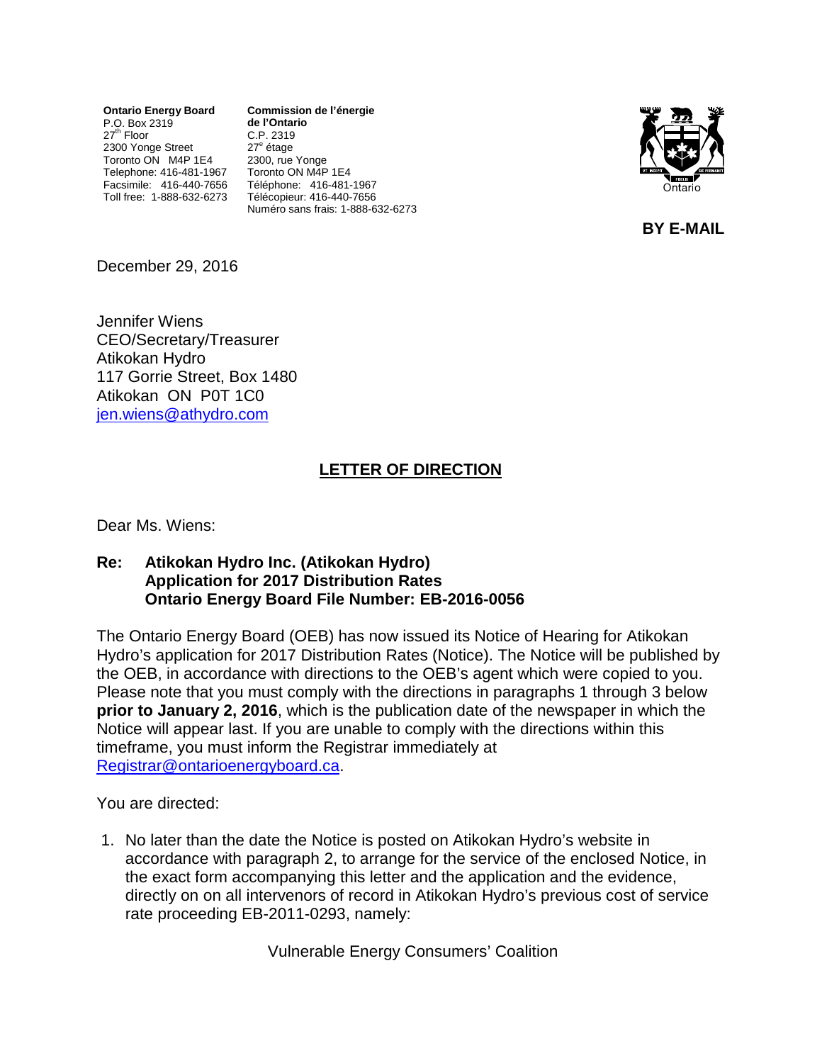**Ontario Energy Board**
P.O. Box 2319
27th Floor
2300 Yonge Street
Toronto ON M4P 1E4
Telephone: 416-481-1967
Facsimile: 416-440-7656
Toll free: 1-888-632-6273

**Commission de l'énergie de l'Ontario**
C.P. 2319
27e étage
2300, rue Yonge
Toronto ON M4P 1E4
Téléphone: 416-481-1967
Télécopieur: 416-440-7656
Numéro sans frais: 1-888-632-6273

**BY E-MAIL**

December 29, 2016

Jennifer Wiens
CEO/Secretary/Treasurer
Atikokan Hydro
117 Gorrie Street, Box 1480
Atikokan ON P0T 1C0
jen.wiens@athydro.com

## LETTER OF DIRECTION

Dear Ms. Wiens:

**Re: Atikokan Hydro Inc. (Atikokan Hydro)**
**Application for 2017 Distribution Rates**
**Ontario Energy Board File Number: EB-2016-0056**

The Ontario Energy Board (OEB) has now issued its Notice of Hearing for Atikokan Hydro's application for 2017 Distribution Rates (Notice). The Notice will be published by the OEB, in accordance with directions to the OEB's agent which were copied to you. Please note that you must comply with the directions in paragraphs 1 through 3 below **prior to January 2, 2016**, which is the publication date of the newspaper in which the Notice will appear last. If you are unable to comply with the directions within this timeframe, you must inform the Registrar immediately at Registrar@ontarioenergyboard.ca.

You are directed:

1. No later than the date the Notice is posted on Atikokan Hydro's website in accordance with paragraph 2, to arrange for the service of the enclosed Notice, in the exact form accompanying this letter and the application and the evidence, directly on on all intervenors of record in Atikokan Hydro's previous cost of service rate proceeding EB-2011-0293, namely:

   Vulnerable Energy Consumers' Coalition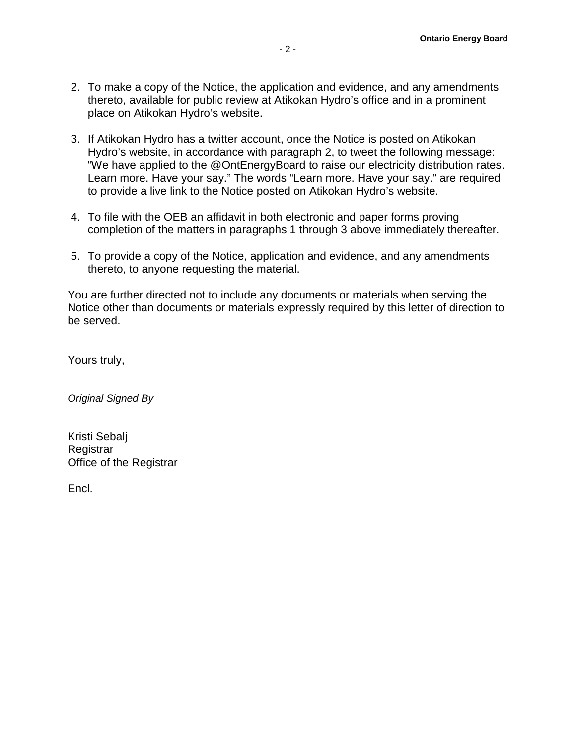2. To make a copy of the Notice, the application and evidence, and any amendments thereto, available for public review at Atikokan Hydro's office and in a prominent place on Atikokan Hydro's website.

3. If Atikokan Hydro has a twitter account, once the Notice is posted on Atikokan Hydro's website, in accordance with paragraph 2, to tweet the following message: "We have applied to the @OntEnergyBoard to raise our electricity distribution rates. Learn more. Have your say." The words "Learn more. Have your say." are required to provide a live link to the Notice posted on Atikokan Hydro's website.

4. To file with the OEB an affidavit in both electronic and paper forms proving completion of the matters in paragraphs 1 through 3 above immediately thereafter.

5. To provide a copy of the Notice, application and evidence, and any amendments thereto, to anyone requesting the material.

You are further directed not to include any documents or materials when serving the Notice other than documents or materials expressly required by this letter of direction to be served.

Yours truly,

*Original Signed By*

Kristi Sebalj
Registrar
Office of the Registrar

Encl.